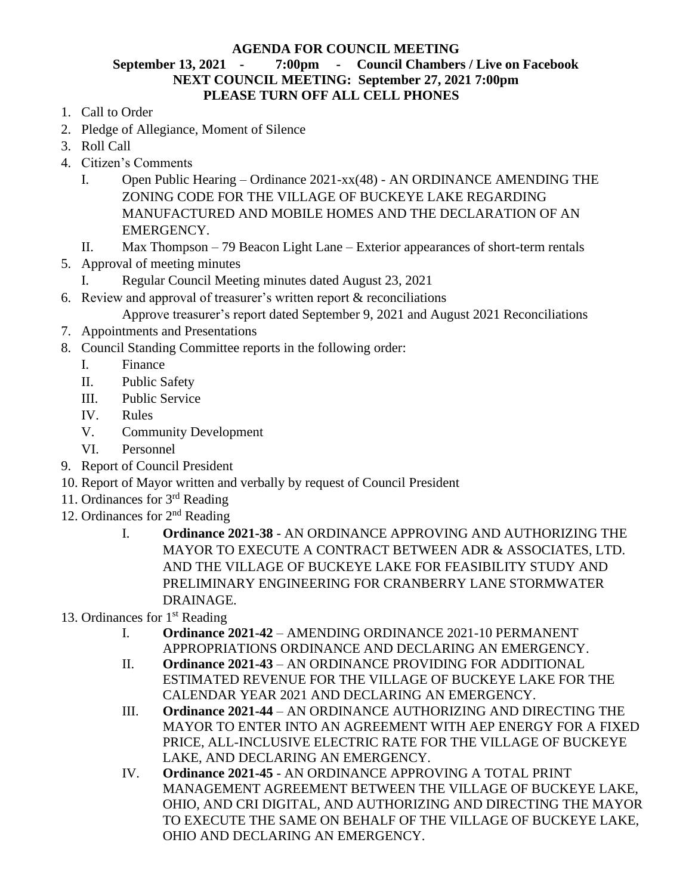# AGENDA FOR COUNCIL MEETING

**September 13, 2021 - 7:00pm - Council Chambers / Live on Facebook**

**NEXT COUNCIL MEETING: September 27, 2021 7:00pm**

**PLEASE TURN OFF ALL CELL PHONES**

1. Call to Order
2. Pledge of Allegiance, Moment of Silence
3. Roll Call
4. Citizen's Comments
   - I. Open Public Hearing – Ordinance 2021-xx(48) - AN ORDINANCE AMENDING THE ZONING CODE FOR THE VILLAGE OF BUCKEYE LAKE REGARDING MANUFACTURED AND MOBILE HOMES AND THE DECLARATION OF AN EMERGENCY.
   - II. Max Thompson – 79 Beacon Light Lane – Exterior appearances of short-term rentals
5. Approval of meeting minutes
   - I. Regular Council Meeting minutes dated August 23, 2021
6. Review and approval of treasurer's written report & reconciliations
   - Approve treasurer's report dated September 9, 2021 and August 2021 Reconciliations
7. Appointments and Presentations
8. Council Standing Committee reports in the following order:
   - I. Finance
   - II. Public Safety
   - III. Public Service
   - IV. Rules
   - V. Community Development
   - VI. Personnel
9. Report of Council President
10. Report of Mayor written and verbally by request of Council President
11. Ordinances for 3rd Reading
12. Ordinances for 2nd Reading
    - I. **Ordinance 2021-38** - AN ORDINANCE APPROVING AND AUTHORIZING THE MAYOR TO EXECUTE A CONTRACT BETWEEN ADR & ASSOCIATES, LTD. AND THE VILLAGE OF BUCKEYE LAKE FOR FEASIBILITY STUDY AND PRELIMINARY ENGINEERING FOR CRANBERRY LANE STORMWATER DRAINAGE.
13. Ordinances for 1st Reading
    - I. **Ordinance 2021-42** – AMENDING ORDINANCE 2021-10 PERMANENT APPROPRIATIONS ORDINANCE AND DECLARING AN EMERGENCY.
    - II. **Ordinance 2021-43** – AN ORDINANCE PROVIDING FOR ADDITIONAL ESTIMATED REVENUE FOR THE VILLAGE OF BUCKEYE LAKE FOR THE CALENDAR YEAR 2021 AND DECLARING AN EMERGENCY.
    - III. **Ordinance 2021-44** – AN ORDINANCE AUTHORIZING AND DIRECTING THE MAYOR TO ENTER INTO AN AGREEMENT WITH AEP ENERGY FOR A FIXED PRICE, ALL-INCLUSIVE ELECTRIC RATE FOR THE VILLAGE OF BUCKEYE LAKE, AND DECLARING AN EMERGENCY.
    - IV. **Ordinance 2021-45** - AN ORDINANCE APPROVING A TOTAL PRINT MANAGEMENT AGREEMENT BETWEEN THE VILLAGE OF BUCKEYE LAKE, OHIO, AND CRI DIGITAL, AND AUTHORIZING AND DIRECTING THE MAYOR TO EXECUTE THE SAME ON BEHALF OF THE VILLAGE OF BUCKEYE LAKE, OHIO AND DECLARING AN EMERGENCY.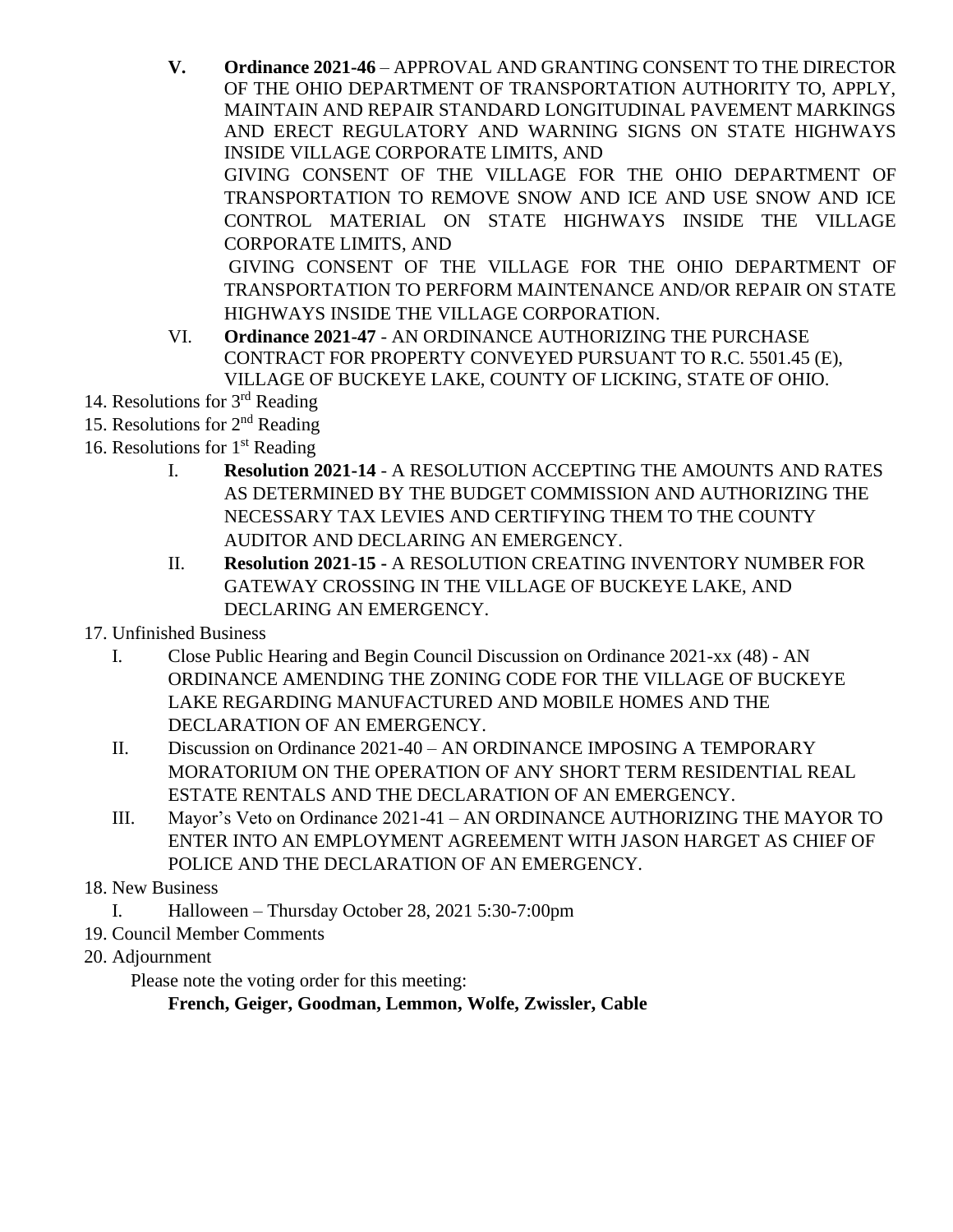V. **Ordinance 2021-46** – APPROVAL AND GRANTING CONSENT TO THE DIRECTOR OF THE OHIO DEPARTMENT OF TRANSPORTATION AUTHORITY TO, APPLY, MAINTAIN AND REPAIR STANDARD LONGITUDINAL PAVEMENT MARKINGS AND ERECT REGULATORY AND WARNING SIGNS ON STATE HIGHWAYS INSIDE VILLAGE CORPORATE LIMITS, AND
GIVING CONSENT OF THE VILLAGE FOR THE OHIO DEPARTMENT OF TRANSPORTATION TO REMOVE SNOW AND ICE AND USE SNOW AND ICE CONTROL MATERIAL ON STATE HIGHWAYS INSIDE THE VILLAGE CORPORATE LIMITS, AND
GIVING CONSENT OF THE VILLAGE FOR THE OHIO DEPARTMENT OF TRANSPORTATION TO PERFORM MAINTENANCE AND/OR REPAIR ON STATE HIGHWAYS INSIDE THE VILLAGE CORPORATION.

VI. **Ordinance 2021-47** - AN ORDINANCE AUTHORIZING THE PURCHASE CONTRACT FOR PROPERTY CONVEYED PURSUANT TO R.C. 5501.45 (E), VILLAGE OF BUCKEYE LAKE, COUNTY OF LICKING, STATE OF OHIO.

14. Resolutions for 3rd Reading
15. Resolutions for 2nd Reading
16. Resolutions for 1st Reading
    - I. **Resolution 2021-14** - A RESOLUTION ACCEPTING THE AMOUNTS AND RATES AS DETERMINED BY THE BUDGET COMMISSION AND AUTHORIZING THE NECESSARY TAX LEVIES AND CERTIFYING THEM TO THE COUNTY AUDITOR AND DECLARING AN EMERGENCY.
    - II. **Resolution 2021-15 -** A RESOLUTION CREATING INVENTORY NUMBER FOR GATEWAY CROSSING IN THE VILLAGE OF BUCKEYE LAKE, AND DECLARING AN EMERGENCY.
17. Unfinished Business
    - I. Close Public Hearing and Begin Council Discussion on Ordinance 2021-xx (48) - AN ORDINANCE AMENDING THE ZONING CODE FOR THE VILLAGE OF BUCKEYE LAKE REGARDING MANUFACTURED AND MOBILE HOMES AND THE DECLARATION OF AN EMERGENCY.
    - II. Discussion on Ordinance 2021-40 – AN ORDINANCE IMPOSING A TEMPORARY MORATORIUM ON THE OPERATION OF ANY SHORT TERM RESIDENTIAL REAL ESTATE RENTALS AND THE DECLARATION OF AN EMERGENCY.
    - III. Mayor's Veto on Ordinance 2021-41 – AN ORDINANCE AUTHORIZING THE MAYOR TO ENTER INTO AN EMPLOYMENT AGREEMENT WITH JASON HARGET AS CHIEF OF POLICE AND THE DECLARATION OF AN EMERGENCY.
18. New Business
    - I. Halloween – Thursday October 28, 2021 5:30-7:00pm
19. Council Member Comments
20. Adjournment

Please note the voting order for this meeting:

**French, Geiger, Goodman, Lemmon, Wolfe, Zwissler, Cable**